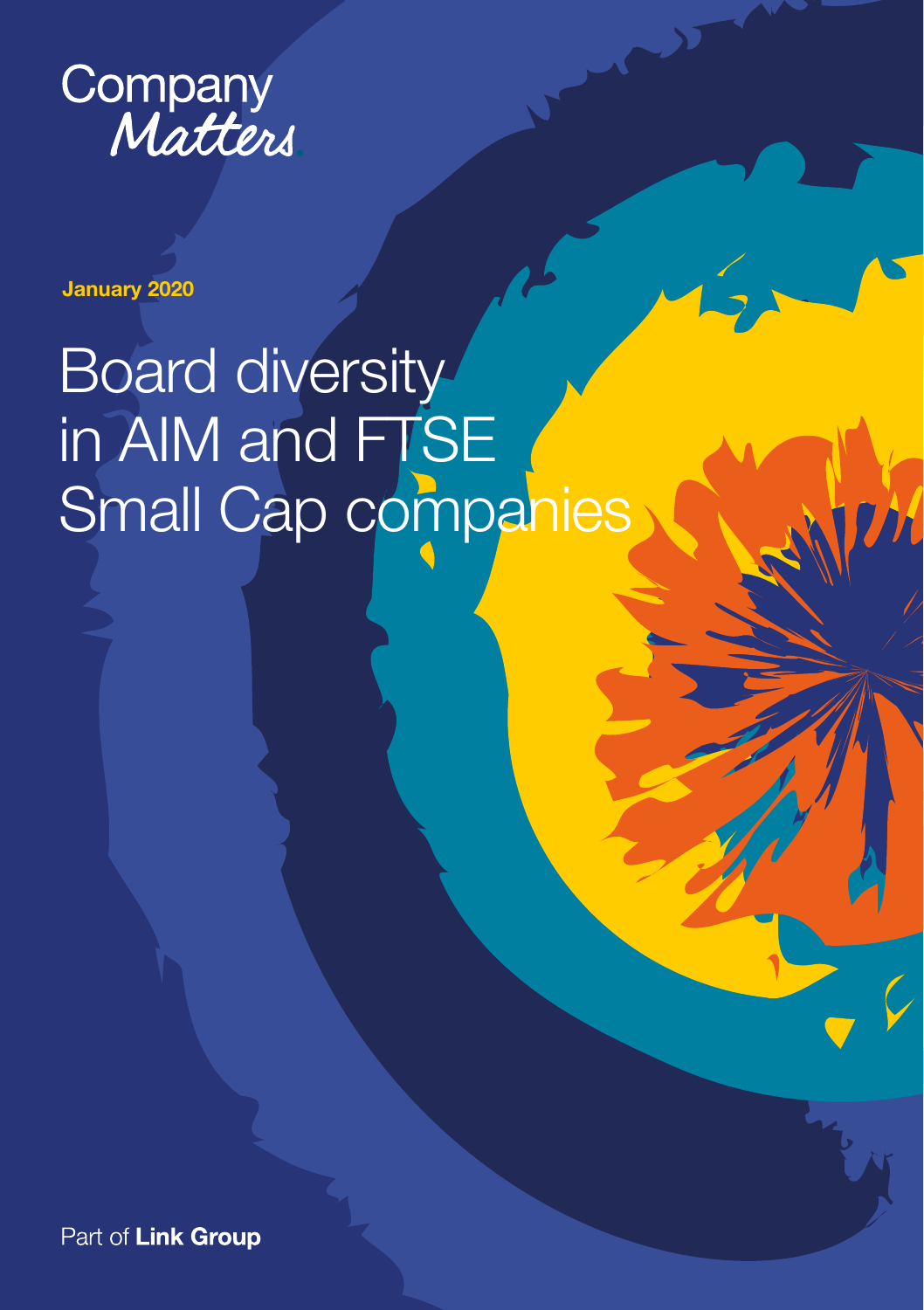Company Matters

**January 2020**

# Board diversity in AIM and FTSE Small Cap companies

Part of **Link Group**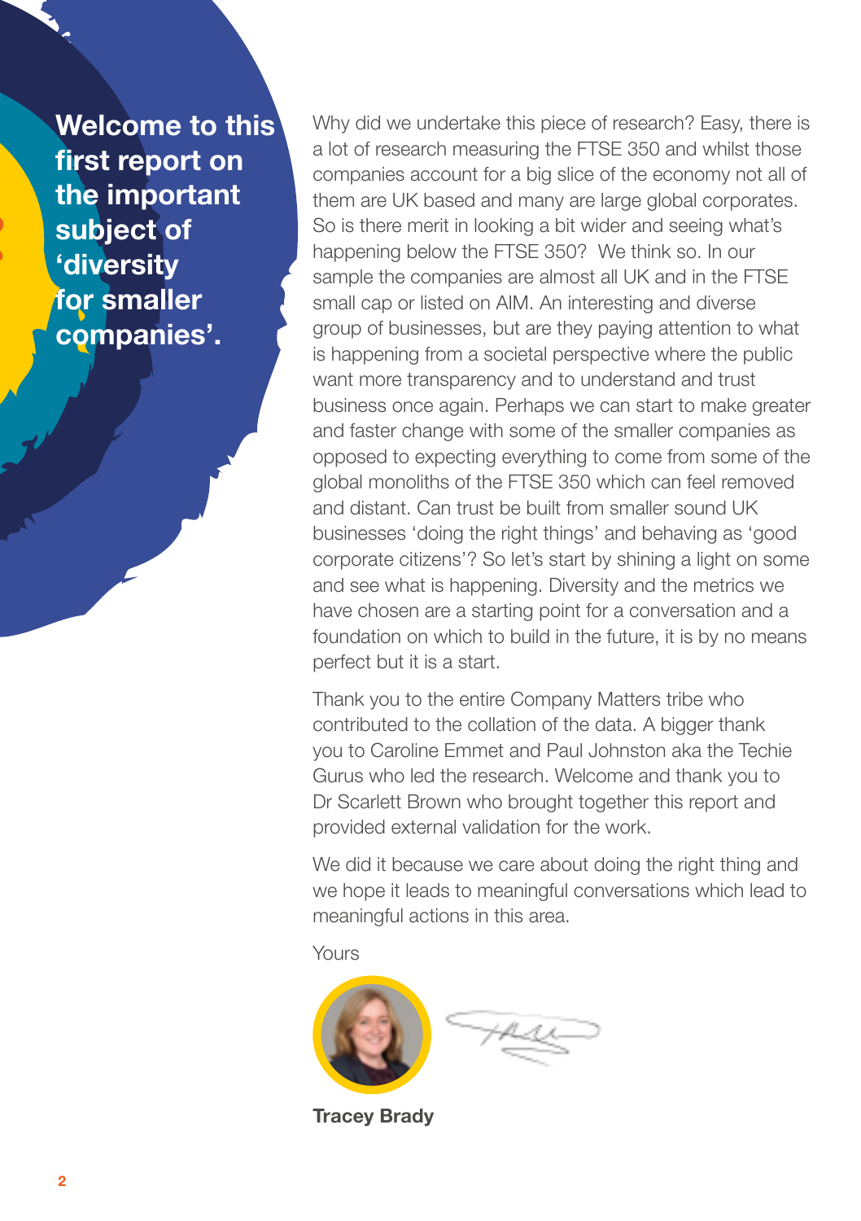## Welcome to this first report on the important subject of 'diversity for smaller companies'.

Why did we undertake this piece of research? Easy, there is a lot of research measuring the FTSE 350 and whilst those companies account for a big slice of the economy not all of them are UK based and many are large global corporates. So is there merit in looking a bit wider and seeing what's happening below the FTSE 350? We think so. In our sample the companies are almost all UK and in the FTSE small cap or listed on AIM. An interesting and diverse group of businesses, but are they paying attention to what is happening from a societal perspective where the public want more transparency and to understand and trust business once again. Perhaps we can start to make greater and faster change with some of the smaller companies as opposed to expecting everything to come from some of the global monoliths of the FTSE 350 which can feel removed and distant. Can trust be built from smaller sound UK businesses 'doing the right things' and behaving as 'good corporate citizens'? So let's start by shining a light on some and see what is happening. Diversity and the metrics we have chosen are a starting point for a conversation and a foundation on which to build in the future, it is by no means perfect but it is a start.

Thank you to the entire Company Matters tribe who contributed to the collation of the data. A bigger thank you to Caroline Emmet and Paul Johnston aka the Techie Gurus who led the research. Welcome and thank you to Dr Scarlett Brown who brought together this report and provided external validation for the work.

We did it because we care about doing the right thing and we hope it leads to meaningful conversations which lead to meaningful actions in this area.

Yours

**Tracey Brady**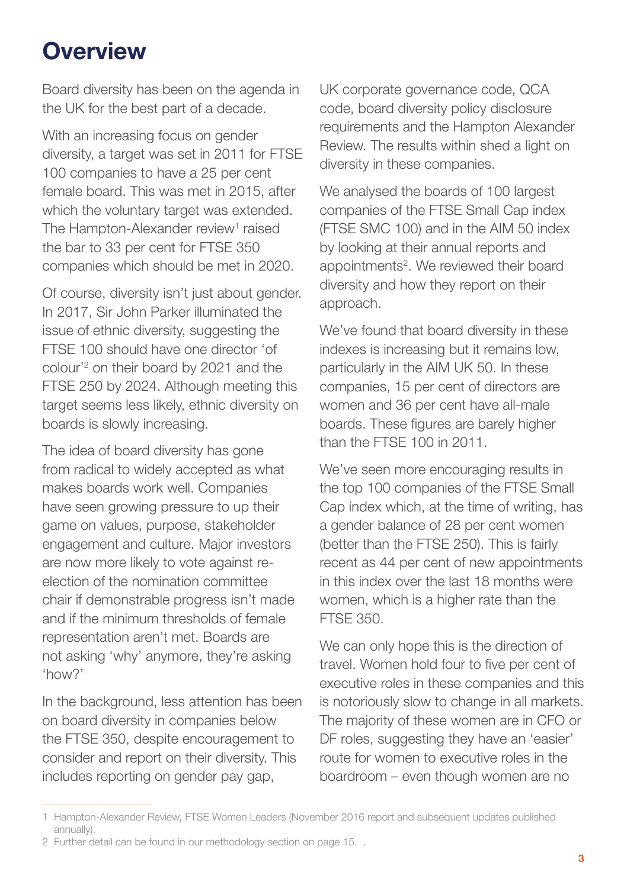# Overview

Board diversity has been on the agenda in the UK for the best part of a decade.

With an increasing focus on gender diversity, a target was set in 2011 for FTSE 100 companies to have a 25 per cent female board. This was met in 2015, after which the voluntary target was extended. The Hampton-Alexander review[1] raised the bar to 33 per cent for FTSE 350 companies which should be met in 2020.

Of course, diversity isn't just about gender. In 2017, Sir John Parker illuminated the issue of ethnic diversity, suggesting the FTSE 100 should have one director 'of colour'[2] on their board by 2021 and the FTSE 250 by 2024. Although meeting this target seems less likely, ethnic diversity on boards is slowly increasing.

The idea of board diversity has gone from radical to widely accepted as what makes boards work well. Companies have seen growing pressure to up their game on values, purpose, stakeholder engagement and culture. Major investors are now more likely to vote against re-election of the nomination committee chair if demonstrable progress isn't made and if the minimum thresholds of female representation aren't met. Boards are not asking 'why' anymore, they're asking 'how?'

In the background, less attention has been on board diversity in companies below the FTSE 350, despite encouragement to consider and report on their diversity. This includes reporting on gender pay gap, UK corporate governance code, QCA code, board diversity policy disclosure requirements and the Hampton Alexander Review. The results within shed a light on diversity in these companies.

We analysed the boards of 100 largest companies of the FTSE Small Cap index (FTSE SMC 100) and in the AIM 50 index by looking at their annual reports and appointments[2]. We reviewed their board diversity and how they report on their approach.

We've found that board diversity in these indexes is increasing but it remains low, particularly in the AIM UK 50. In these companies, 15 per cent of directors are women and 36 per cent have all-male boards. These figures are barely higher than the FTSE 100 in 2011.

We've seen more encouraging results in the top 100 companies of the FTSE Small Cap index which, at the time of writing, has a gender balance of 28 per cent women (better than the FTSE 250). This is fairly recent as 44 per cent of new appointments in this index over the last 18 months were women, which is a higher rate than the FTSE 350.

We can only hope this is the direction of travel. Women hold four to five per cent of executive roles in these companies and this is notoriously slow to change in all markets. The majority of these women are in CFO or DF roles, suggesting they have an 'easier' route for women to executive roles in the boardroom – even though women are no

1 Hampton-Alexander Review, FTSE Women Leaders (November 2016 report and subsequent updates published annually).

2 Further detail can be found in our methodology section on page 15. .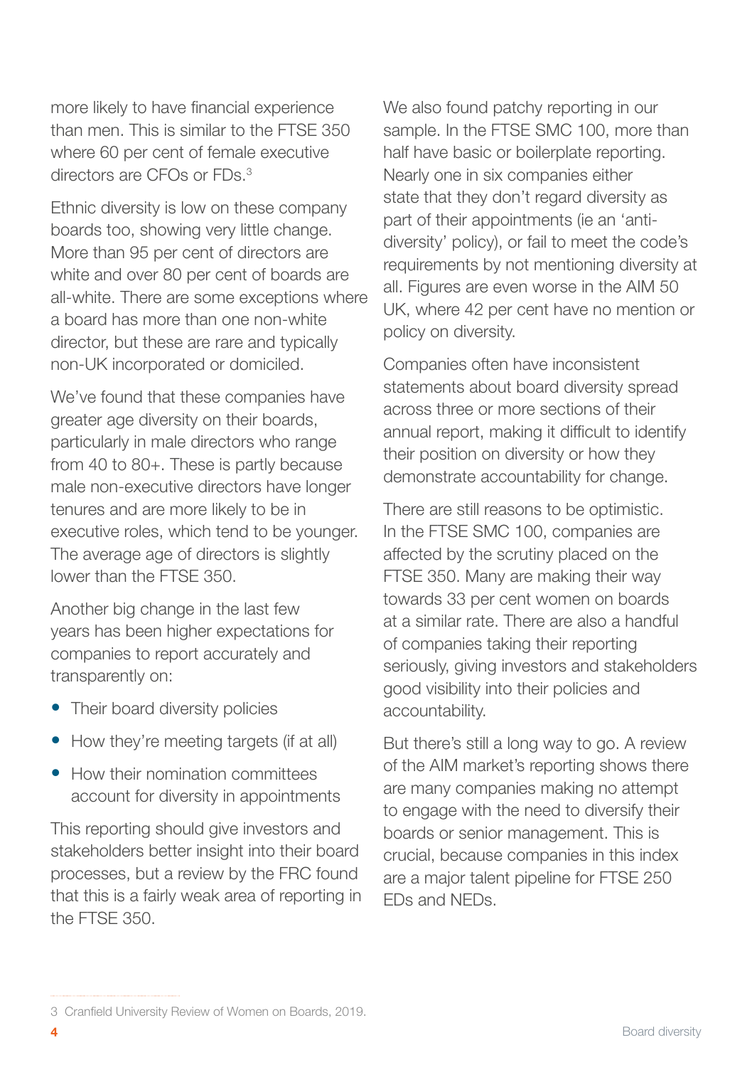more likely to have financial experience than men. This is similar to the FTSE 350 where 60 per cent of female executive directors are CFOs or FDs.[3]

Ethnic diversity is low on these company boards too, showing very little change. More than 95 per cent of directors are white and over 80 per cent of boards are all-white. There are some exceptions where a board has more than one non-white director, but these are rare and typically non-UK incorporated or domiciled.

We've found that these companies have greater age diversity on their boards, particularly in male directors who range from 40 to 80+. These is partly because male non-executive directors have longer tenures and are more likely to be in executive roles, which tend to be younger. The average age of directors is slightly lower than the FTSE 350.

Another big change in the last few years has been higher expectations for companies to report accurately and transparently on:

- Their board diversity policies
- How they're meeting targets (if at all)
- How their nomination committees account for diversity in appointments

This reporting should give investors and stakeholders better insight into their board processes, but a review by the FRC found that this is a fairly weak area of reporting in the FTSE 350.

We also found patchy reporting in our sample. In the FTSE SMC 100, more than half have basic or boilerplate reporting. Nearly one in six companies either state that they don't regard diversity as part of their appointments (ie an 'anti-diversity' policy), or fail to meet the code's requirements by not mentioning diversity at all. Figures are even worse in the AIM 50 UK, where 42 per cent have no mention or policy on diversity.

Companies often have inconsistent statements about board diversity spread across three or more sections of their annual report, making it difficult to identify their position on diversity or how they demonstrate accountability for change.

There are still reasons to be optimistic. In the FTSE SMC 100, companies are affected by the scrutiny placed on the FTSE 350. Many are making their way towards 33 per cent women on boards at a similar rate. There are also a handful of companies taking their reporting seriously, giving investors and stakeholders good visibility into their policies and accountability.

But there's still a long way to go. A review of the AIM market's reporting shows there are many companies making no attempt to engage with the need to diversify their boards or senior management. This is crucial, because companies in this index are a major talent pipeline for FTSE 250 EDs and NEDs.

3 Cranfield University Review of Women on Boards, 2019.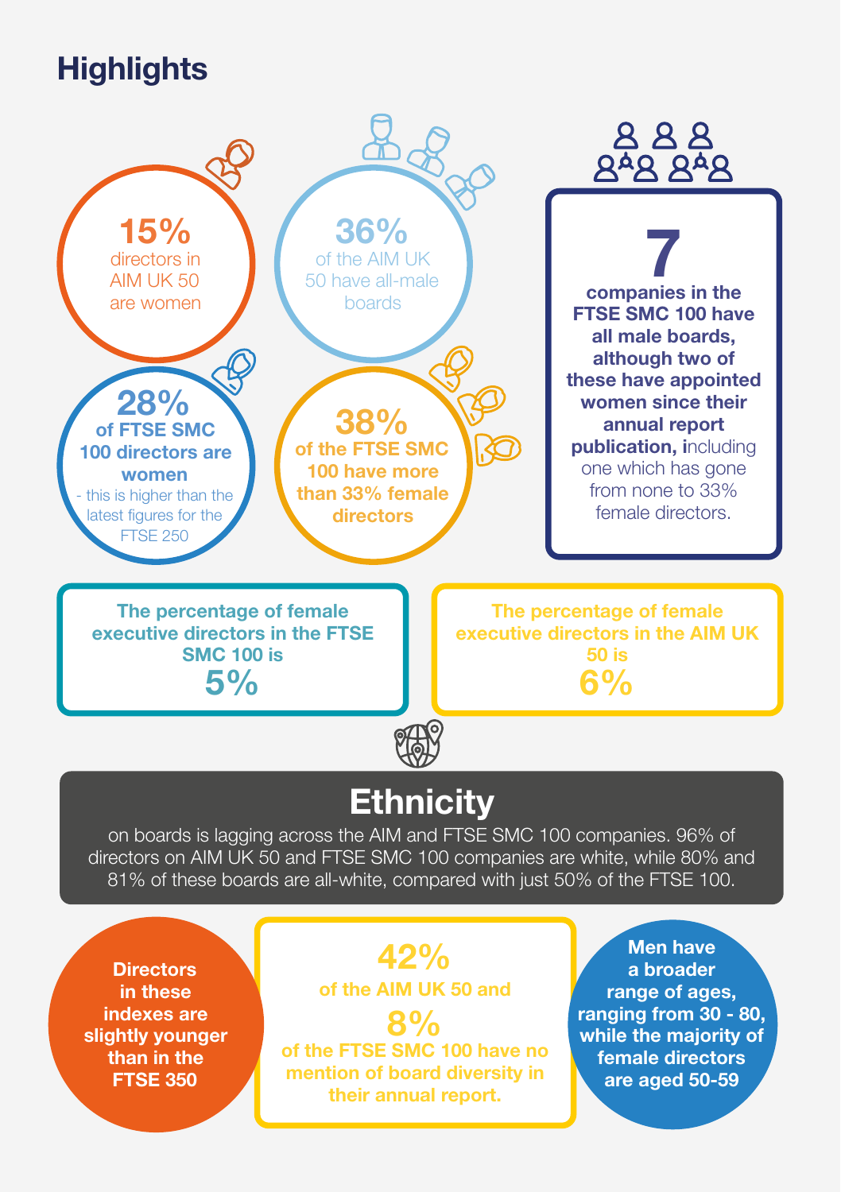# Highlights

**15%**
directors in AIM UK 50 are women

**36%**
of the AIM UK 50 have all-male boards

**7**
**companies in the FTSE SMC 100 have all male boards, although two of these have appointed women since their annual report publication, i**ncluding one which has gone from none to 33% female directors.

**28%**
**of FTSE SMC 100 directors are women**
- this is higher than the latest figures for the FTSE 250

**38%**
**of the FTSE SMC 100 have more than 33% female directors**

**The percentage of female executive directors in the FTSE SMC 100 is**
**5%**

**The percentage of female executive directors in the AIM UK 50 is**
**6%**

## Ethnicity

on boards is lagging across the AIM and FTSE SMC 100 companies. 96% of directors on AIM UK 50 and FTSE SMC 100 companies are white, while 80% and 81% of these boards are all-white, compared with just 50% of the FTSE 100.

**Directors in these indexes are slightly younger than in the FTSE 350**

**42%**
**of the AIM UK 50 and**
**8%**
**of the FTSE SMC 100 have no mention of board diversity in their annual report.**

**Men have a broader range of ages, ranging from 30 - 80, while the majority of female directors are aged 50-59**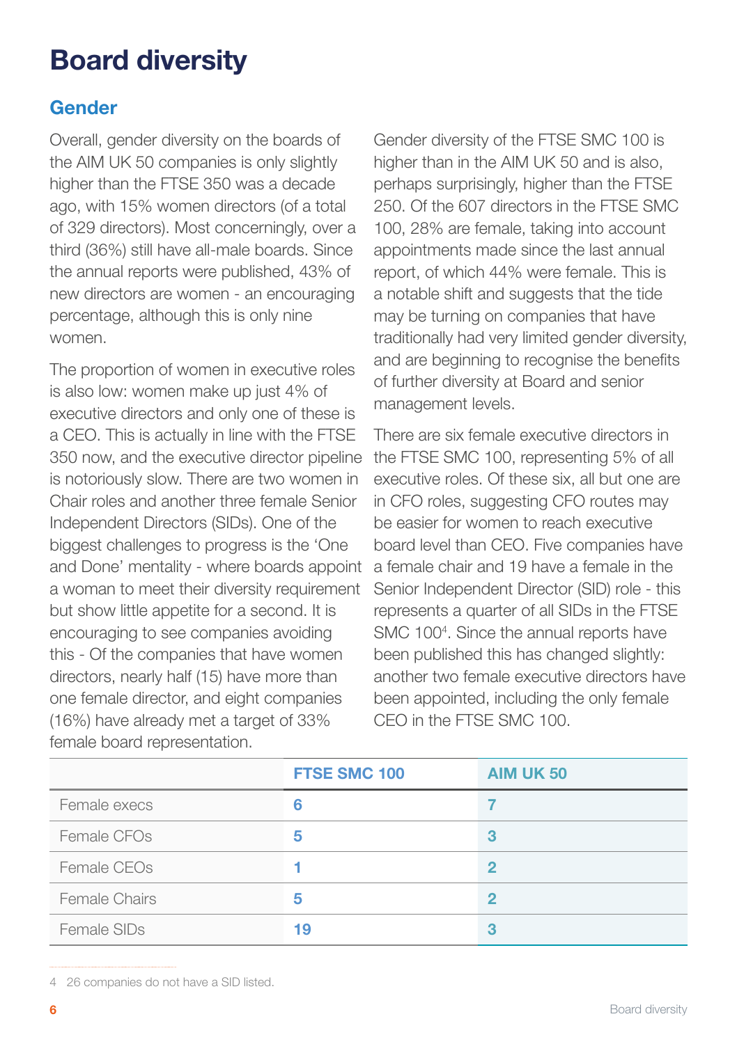# Board diversity

## Gender

Overall, gender diversity on the boards of the AIM UK 50 companies is only slightly higher than the FTSE 350 was a decade ago, with 15% women directors (of a total of 329 directors). Most concerningly, over a third (36%) still have all-male boards. Since the annual reports were published, 43% of new directors are women - an encouraging percentage, although this is only nine women.

The proportion of women in executive roles is also low: women make up just 4% of executive directors and only one of these is a CEO. This is actually in line with the FTSE 350 now, and the executive director pipeline is notoriously slow. There are two women in Chair roles and another three female Senior Independent Directors (SIDs). One of the biggest challenges to progress is the 'One and Done' mentality - where boards appoint a woman to meet their diversity requirement but show little appetite for a second. It is encouraging to see companies avoiding this - Of the companies that have women directors, nearly half (15) have more than one female director, and eight companies (16%) have already met a target of 33% female board representation.

Gender diversity of the FTSE SMC 100 is higher than in the AIM UK 50 and is also, perhaps surprisingly, higher than the FTSE 250. Of the 607 directors in the FTSE SMC 100, 28% are female, taking into account appointments made since the last annual report, of which 44% were female. This is a notable shift and suggests that the tide may be turning on companies that have traditionally had very limited gender diversity, and are beginning to recognise the benefits of further diversity at Board and senior management levels.

There are six female executive directors in the FTSE SMC 100, representing 5% of all executive roles. Of these six, all but one are in CFO roles, suggesting CFO routes may be easier for women to reach executive board level than CEO. Five companies have a female chair and 19 have a female in the Senior Independent Director (SID) role - this represents a quarter of all SIDs in the FTSE SMC 100[4]. Since the annual reports have been published this has changed slightly: another two female executive directors have been appointed, including the only female CEO in the FTSE SMC 100.

| | FTSE SMC 100 | AIM UK 50 |
|---|---|---|
| Female execs | 6 | 7 |
| Female CFOs | 5 | 3 |
| Female CEOs | 1 | 2 |
| Female Chairs | 5 | 2 |
| Female SIDs | 19 | 3 |

4 26 companies do not have a SID listed.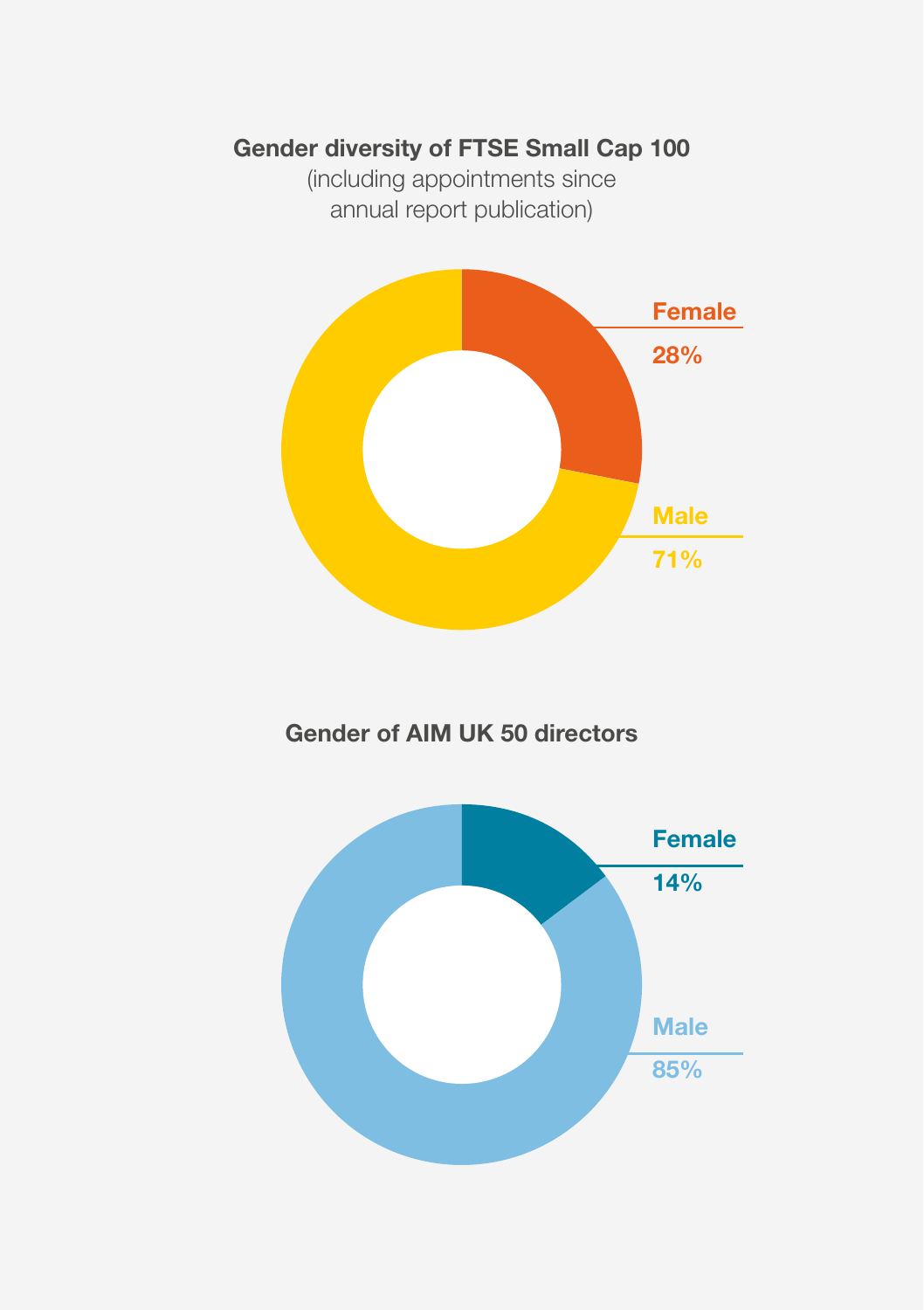**Gender diversity of FTSE Small Cap 100**
(including appointments since annual report publication)

Female
28%

Male
71%

**Gender of AIM UK 50 directors**

Female
14%

Male
85%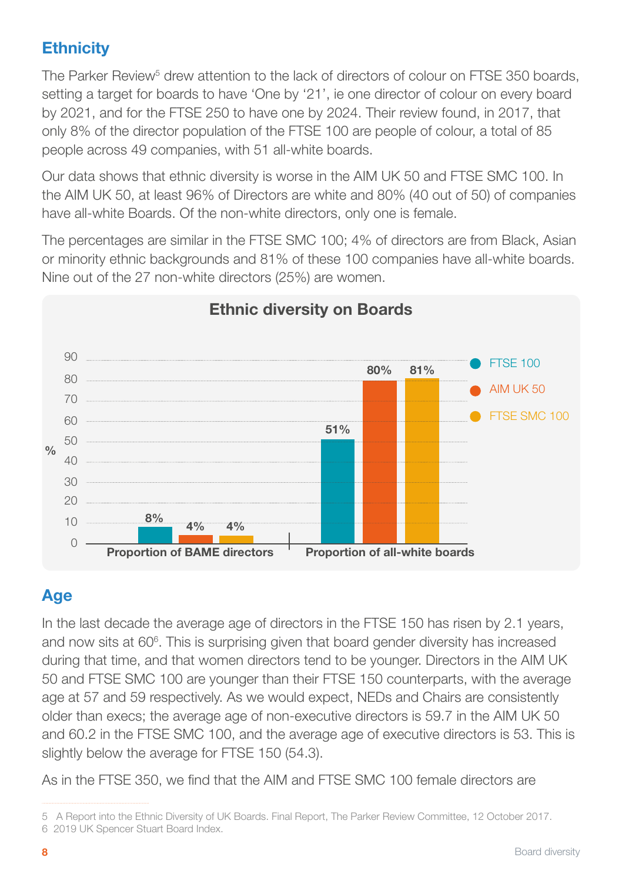## Ethnicity

The Parker Review[5] drew attention to the lack of directors of colour on FTSE 350 boards, setting a target for boards to have 'One by '21', ie one director of colour on every board by 2021, and for the FTSE 250 to have one by 2024. Their review found, in 2017, that only 8% of the director population of the FTSE 100 are people of colour, a total of 85 people across 49 companies, with 51 all-white boards.

Our data shows that ethnic diversity is worse in the AIM UK 50 and FTSE SMC 100. In the AIM UK 50, at least 96% of Directors are white and 80% (40 out of 50) of companies have all-white Boards. Of the non-white directors, only one is female.

The percentages are similar in the FTSE SMC 100; 4% of directors are from Black, Asian or minority ethnic backgrounds and 81% of these 100 companies have all-white boards. Nine out of the 27 non-white directors (25%) are women.

**Ethnic diversity on Boards**

| % | FTSE 100 | AIM UK 50 | FTSE SMC 100 |
|---|---|---|---|
| Proportion of BAME directors | 8% | 4% | 4% |
| Proportion of all-white boards | 51% | 80% | 81% |

## Age

In the last decade the average age of directors in the FTSE 150 has risen by 2.1 years, and now sits at 60[6]. This is surprising given that board gender diversity has increased during that time, and that women directors tend to be younger. Directors in the AIM UK 50 and FTSE SMC 100 are younger than their FTSE 150 counterparts, with the average age at 57 and 59 respectively. As we would expect, NEDs and Chairs are consistently older than execs; the average age of non-executive directors is 59.7 in the AIM UK 50 and 60.2 in the FTSE SMC 100, and the average age of executive directors is 53. This is slightly below the average for FTSE 150 (54.3).

As in the FTSE 350, we find that the AIM and FTSE SMC 100 female directors are

5 A Report into the Ethnic Diversity of UK Boards. Final Report, The Parker Review Committee, 12 October 2017.
6 2019 UK Spencer Stuart Board Index.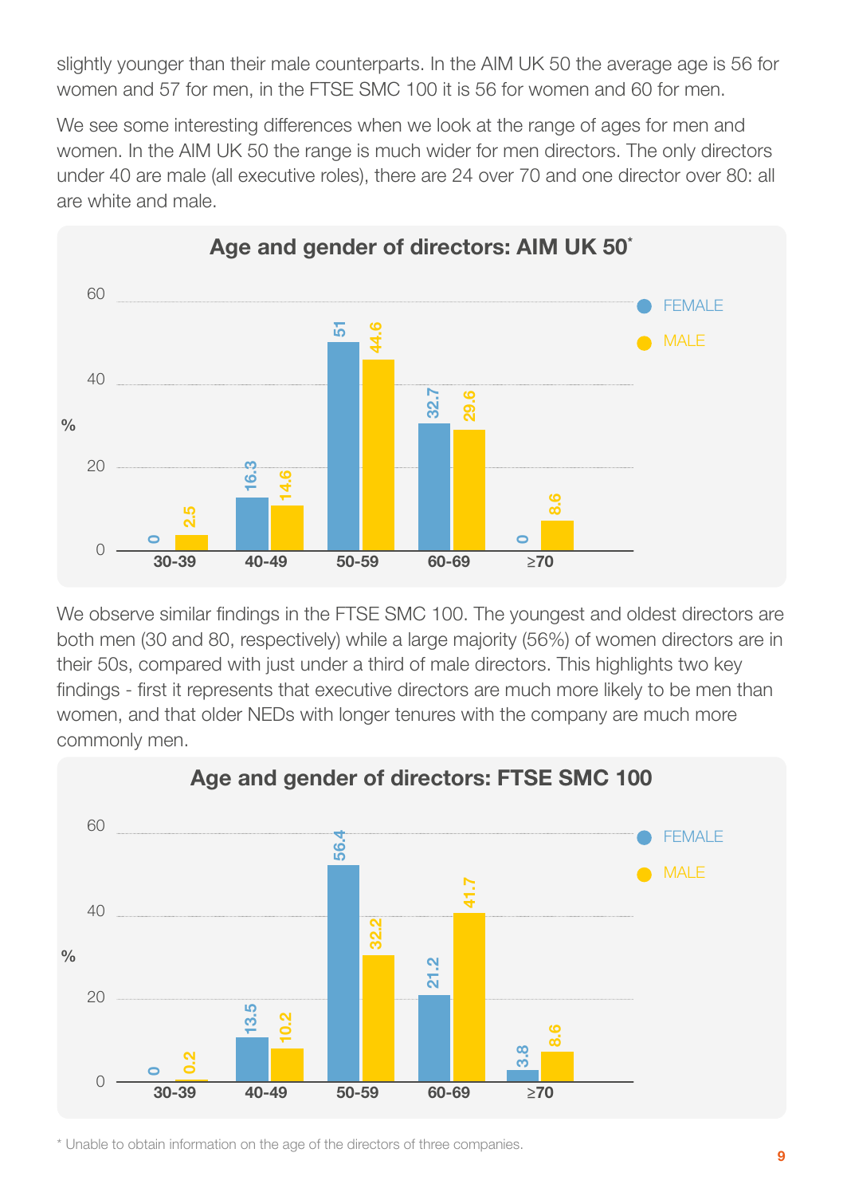slightly younger than their male counterparts. In the AIM UK 50 the average age is 56 for women and 57 for men, in the FTSE SMC 100 it is 56 for women and 60 for men.

We see some interesting differences when we look at the range of ages for men and women. In the AIM UK 50 the range is much wider for men directors. The only directors under 40 are male (all executive roles), there are 24 over 70 and one director over 80: all are white and male.

**Age and gender of directors: AIM UK 50***

| Age (%) | FEMALE | MALE |
|---|---|---|
| 30-39 | 0 | 2.5 |
| 40-49 | 16.3 | 14.6 |
| 50-59 | 51 | 44.6 |
| 60-69 | 32.7 | 29.6 |
| ≥70 | 0 | 8.6 |

We observe similar findings in the FTSE SMC 100. The youngest and oldest directors are both men (30 and 80, respectively) while a large majority (56%) of women directors are in their 50s, compared with just under a third of male directors. This highlights two key findings - first it represents that executive directors are much more likely to be men than women, and that older NEDs with longer tenures with the company are much more commonly men.

**Age and gender of directors: FTSE SMC 100**

| Age (%) | FEMALE | MALE |
|---|---|---|
| 30-39 | 0 | 0.2 |
| 40-49 | 13.5 | 10.2 |
| 50-59 | 56.4 | 32.2 |
| 60-69 | 21.2 | 41.7 |
| ≥70 | 3.8 | 8.6 |

* Unable to obtain information on the age of the directors of three companies.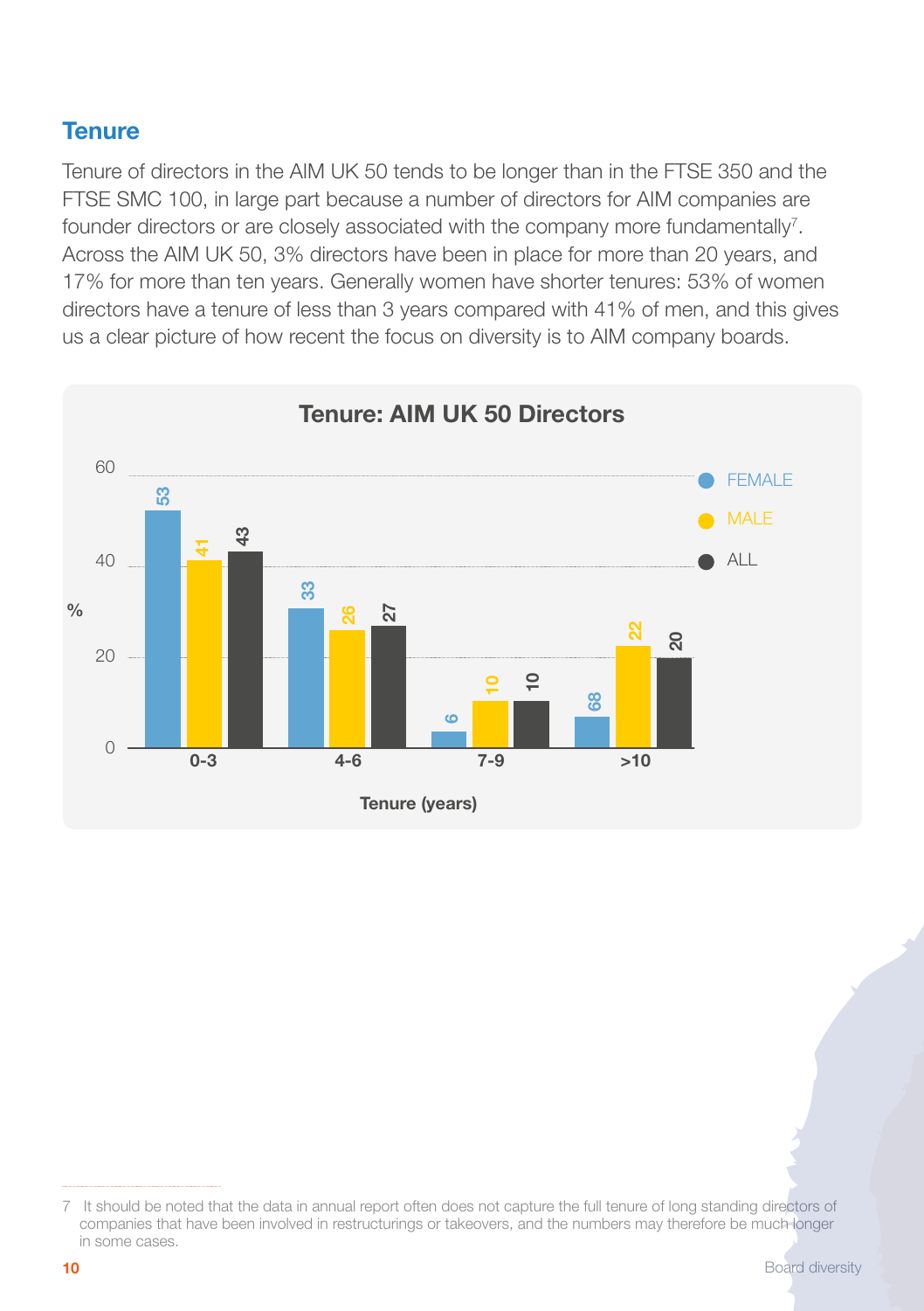## Tenure

Tenure of directors in the AIM UK 50 tends to be longer than in the FTSE 350 and the FTSE SMC 100, in large part because a number of directors for AIM companies are founder directors or are closely associated with the company more fundamentally[7]. Across the AIM UK 50, 3% directors have been in place for more than 20 years, and 17% for more than ten years. Generally women have shorter tenures: 53% of women directors have a tenure of less than 3 years compared with 41% of men, and this gives us a clear picture of how recent the focus on diversity is to AIM company boards.

**Tenure: AIM UK 50 Directors**

| Tenure (years) | FEMALE (%) | MALE (%) | ALL (%) |
|---|---|---|---|
| 0-3 | 53 | 41 | 43 |
| 4-6 | 33 | 26 | 27 |
| 7-9 | 6 | 10 | 10 |
| >10 | 68 | 22 | 20 |

7 It should be noted that the data in annual report often does not capture the full tenure of long standing directors of companies that have been involved in restructurings or takeovers, and the numbers may therefore be much longer in some cases.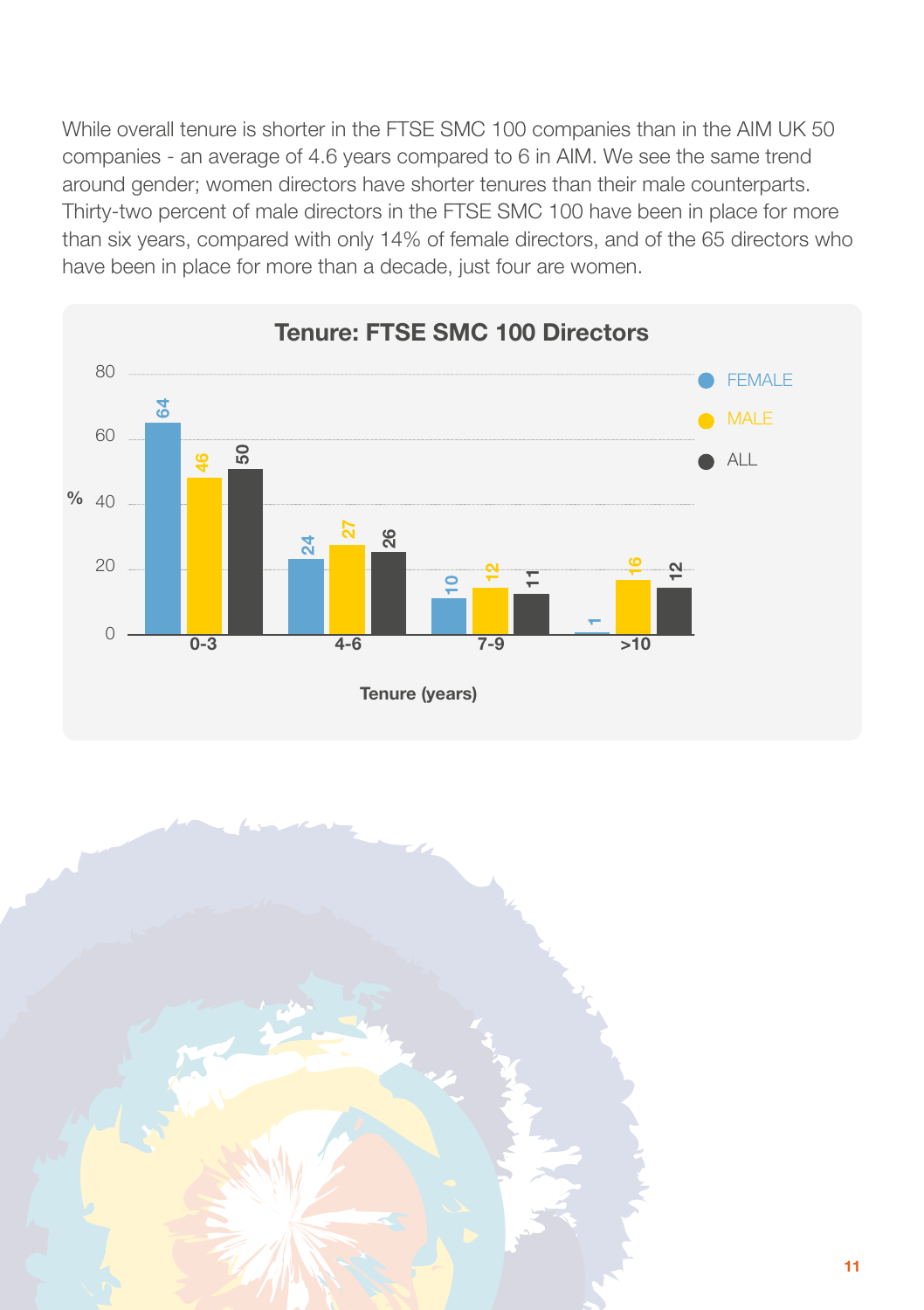While overall tenure is shorter in the FTSE SMC 100 companies than in the AIM UK 50 companies - an average of 4.6 years compared to 6 in AIM. We see the same trend around gender; women directors have shorter tenures than their male counterparts. Thirty-two percent of male directors in the FTSE SMC 100 have been in place for more than six years, compared with only 14% of female directors, and of the 65 directors who have been in place for more than a decade, just four are women.

**Tenure: FTSE SMC 100 Directors**

| Tenure (years) | FEMALE (%) | MALE (%) | ALL (%) |
| --- | --- | --- | --- |
| 0-3 | 64 | 46 | 50 |
| 4-6 | 24 | 27 | 26 |
| 7-9 | 10 | 12 | 11 |
| >10 | 1 | 16 | 12 |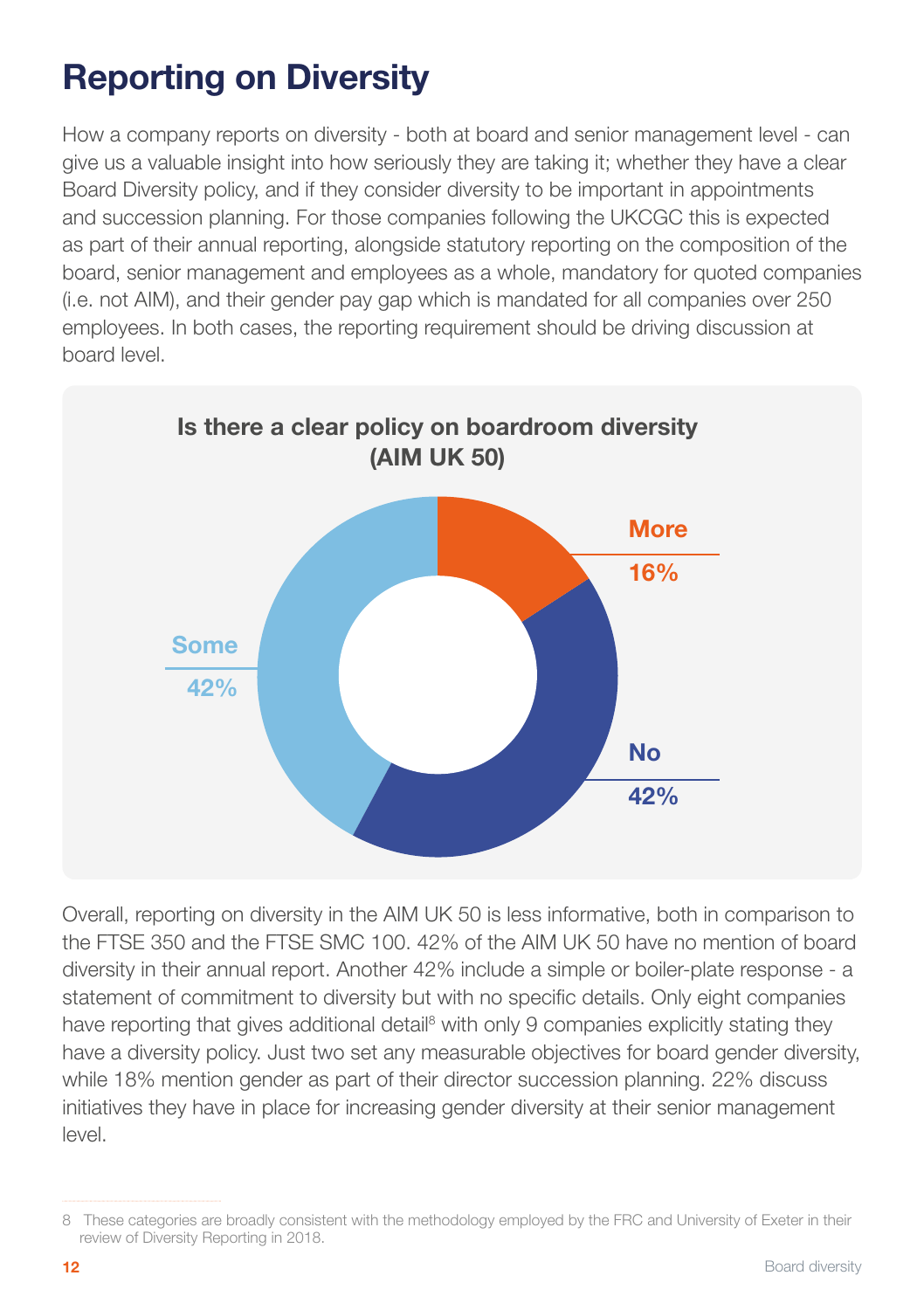# Reporting on Diversity

How a company reports on diversity - both at board and senior management level - can give us a valuable insight into how seriously they are taking it; whether they have a clear Board Diversity policy, and if they consider diversity to be important in appointments and succession planning. For those companies following the UKCGC this is expected as part of their annual reporting, alongside statutory reporting on the composition of the board, senior management and employees as a whole, mandatory for quoted companies (i.e. not AIM), and their gender pay gap which is mandated for all companies over 250 employees. In both cases, the reporting requirement should be driving discussion at board level.

**Is there a clear policy on boardroom diversity (AIM UK 50)**

| Response | Share |
| --- | --- |
| More | 16% |
| No | 42% |
| Some | 42% |

Overall, reporting on diversity in the AIM UK 50 is less informative, both in comparison to the FTSE 350 and the FTSE SMC 100. 42% of the AIM UK 50 have no mention of board diversity in their annual report. Another 42% include a simple or boiler-plate response - a statement of commitment to diversity but with no specific details. Only eight companies have reporting that gives additional detail[8] with only 9 companies explicitly stating they have a diversity policy. Just two set any measurable objectives for board gender diversity, while 18% mention gender as part of their director succession planning. 22% discuss initiatives they have in place for increasing gender diversity at their senior management level.

8 These categories are broadly consistent with the methodology employed by the FRC and University of Exeter in their review of Diversity Reporting in 2018.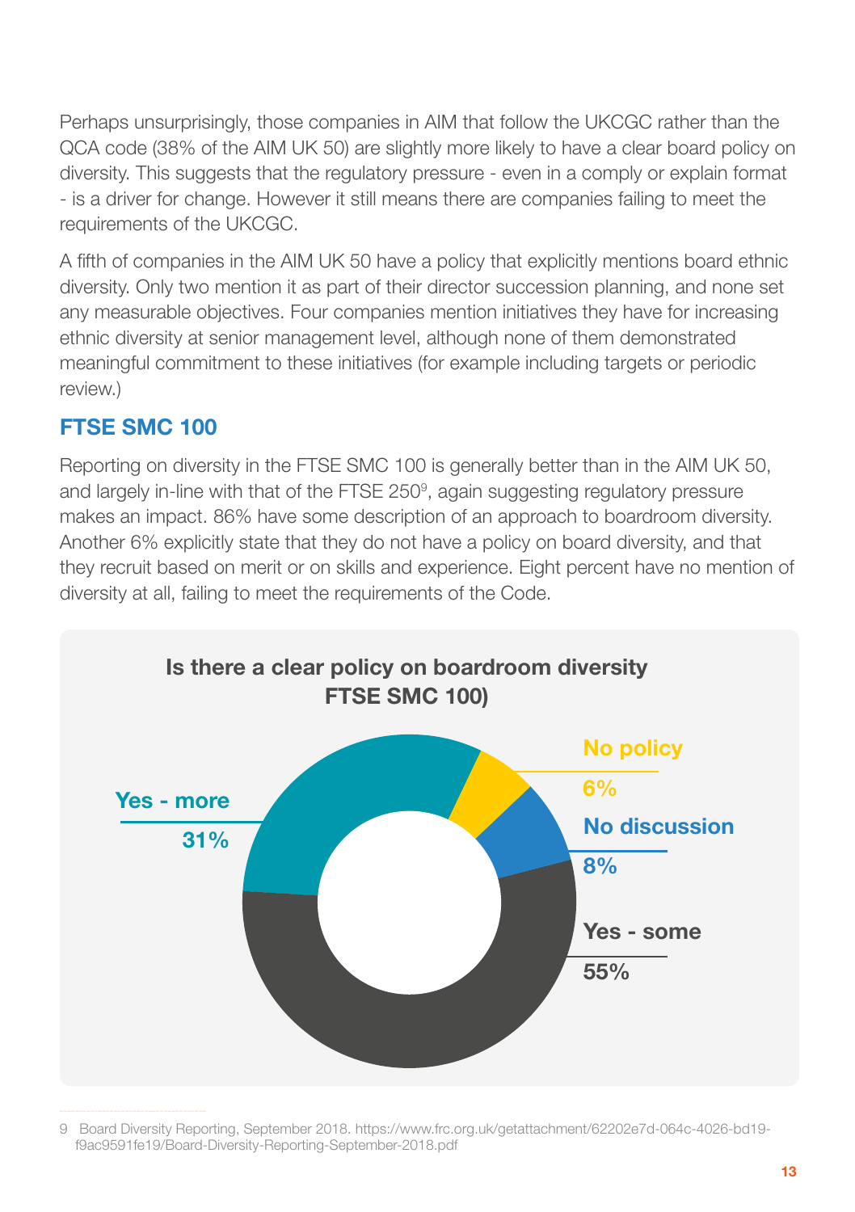Perhaps unsurprisingly, those companies in AIM that follow the UKCGC rather than the QCA code (38% of the AIM UK 50) are slightly more likely to have a clear board policy on diversity. This suggests that the regulatory pressure - even in a comply or explain format - is a driver for change. However it still means there are companies failing to meet the requirements of the UKCGC.

A fifth of companies in the AIM UK 50 have a policy that explicitly mentions board ethnic diversity. Only two mention it as part of their director succession planning, and none set any measurable objectives. Four companies mention initiatives they have for increasing ethnic diversity at senior management level, although none of them demonstrated meaningful commitment to these initiatives (for example including targets or periodic review.)

## FTSE SMC 100

Reporting on diversity in the FTSE SMC 100 is generally better than in the AIM UK 50, and largely in-line with that of the FTSE 250[9], again suggesting regulatory pressure makes an impact. 86% have some description of an approach to boardroom diversity. Another 6% explicitly state that they do not have a policy on board diversity, and that they recruit based on merit or on skills and experience. Eight percent have no mention of diversity at all, failing to meet the requirements of the Code.

**Is there a clear policy on boardroom diversity FTSE SMC 100)**

| Response | Percentage |
|---|---|
| Yes - more | 31% |
| No policy | 6% |
| No discussion | 8% |
| Yes - some | 55% |

9 Board Diversity Reporting, September 2018. https://www.frc.org.uk/getattachment/62202e7d-064c-4026-bd19-f9ac9591fe19/Board-Diversity-Reporting-September-2018.pdf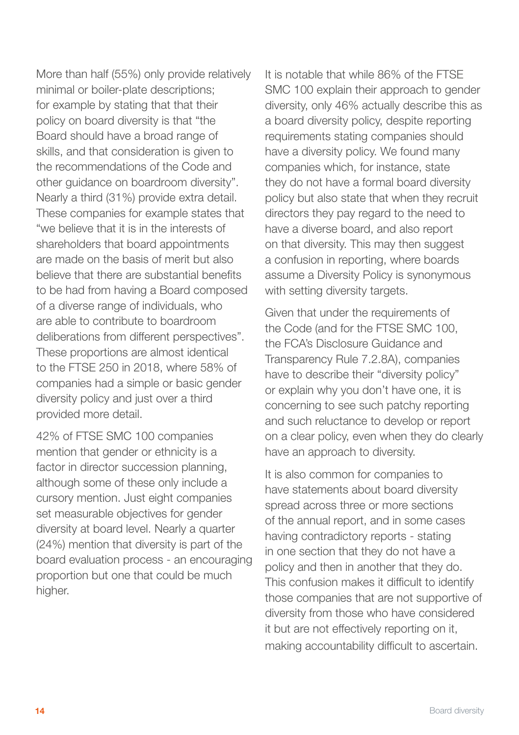More than half (55%) only provide relatively minimal or boiler-plate descriptions; for example by stating that that their policy on board diversity is that "the Board should have a broad range of skills, and that consideration is given to the recommendations of the Code and other guidance on boardroom diversity". Nearly a third (31%) provide extra detail. These companies for example states that "we believe that it is in the interests of shareholders that board appointments are made on the basis of merit but also believe that there are substantial benefits to be had from having a Board composed of a diverse range of individuals, who are able to contribute to boardroom deliberations from different perspectives". These proportions are almost identical to the FTSE 250 in 2018, where 58% of companies had a simple or basic gender diversity policy and just over a third provided more detail.

42% of FTSE SMC 100 companies mention that gender or ethnicity is a factor in director succession planning, although some of these only include a cursory mention. Just eight companies set measurable objectives for gender diversity at board level. Nearly a quarter (24%) mention that diversity is part of the board evaluation process - an encouraging proportion but one that could be much higher.

It is notable that while 86% of the FTSE SMC 100 explain their approach to gender diversity, only 46% actually describe this as a board diversity policy, despite reporting requirements stating companies should have a diversity policy. We found many companies which, for instance, state they do not have a formal board diversity policy but also state that when they recruit directors they pay regard to the need to have a diverse board, and also report on that diversity. This may then suggest a confusion in reporting, where boards assume a Diversity Policy is synonymous with setting diversity targets.

Given that under the requirements of the Code (and for the FTSE SMC 100, the FCA's Disclosure Guidance and Transparency Rule 7.2.8A), companies have to describe their "diversity policy" or explain why you don't have one, it is concerning to see such patchy reporting and such reluctance to develop or report on a clear policy, even when they do clearly have an approach to diversity.

It is also common for companies to have statements about board diversity spread across three or more sections of the annual report, and in some cases having contradictory reports - stating in one section that they do not have a policy and then in another that they do. This confusion makes it difficult to identify those companies that are not supportive of diversity from those who have considered it but are not effectively reporting on it, making accountability difficult to ascertain.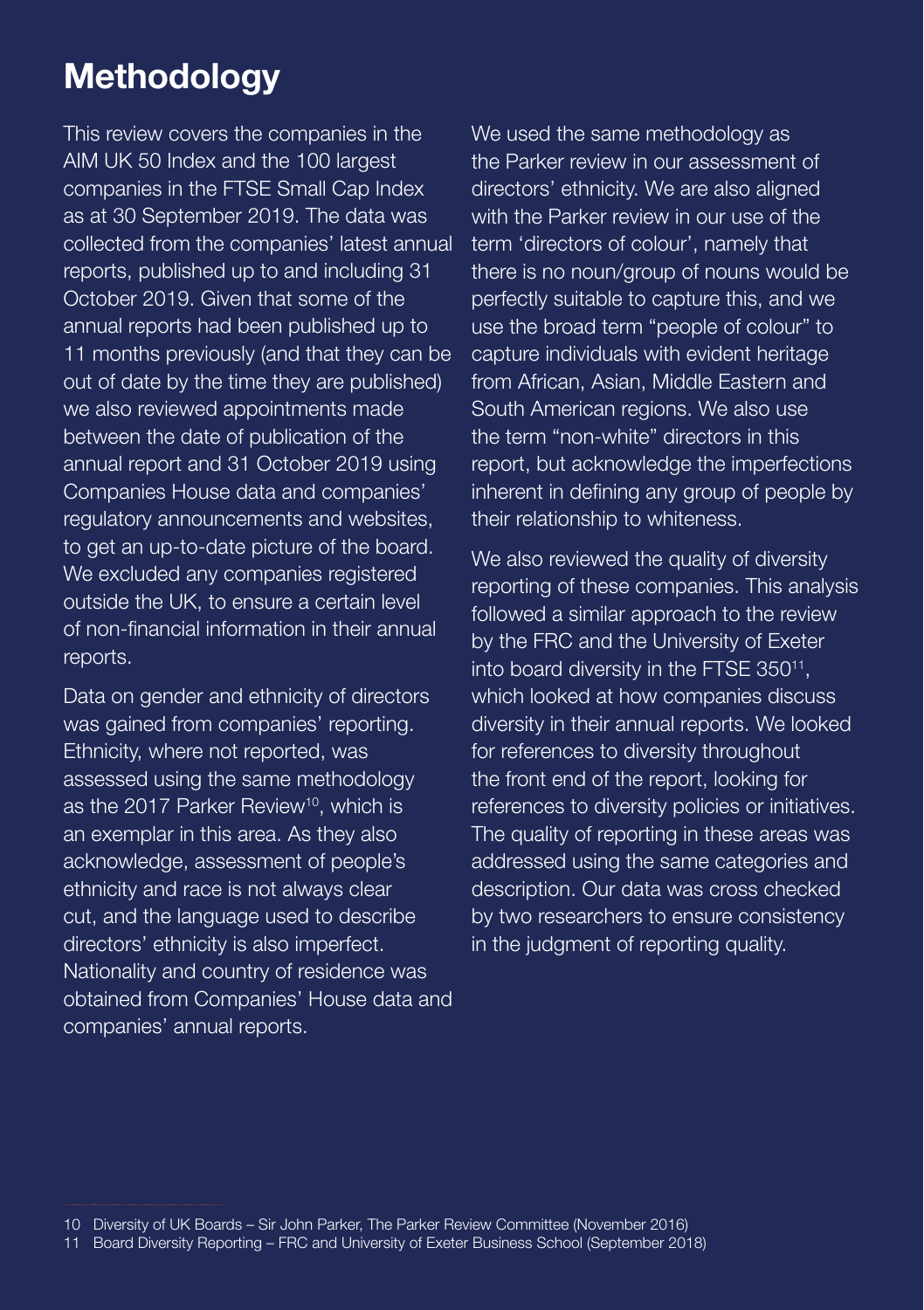# Methodology

This review covers the companies in the AIM UK 50 Index and the 100 largest companies in the FTSE Small Cap Index as at 30 September 2019. The data was collected from the companies' latest annual reports, published up to and including 31 October 2019. Given that some of the annual reports had been published up to 11 months previously (and that they can be out of date by the time they are published) we also reviewed appointments made between the date of publication of the annual report and 31 October 2019 using Companies House data and companies' regulatory announcements and websites, to get an up-to-date picture of the board. We excluded any companies registered outside the UK, to ensure a certain level of non-financial information in their annual reports.

Data on gender and ethnicity of directors was gained from companies' reporting. Ethnicity, where not reported, was assessed using the same methodology as the 2017 Parker Review[10], which is an exemplar in this area. As they also acknowledge, assessment of people's ethnicity and race is not always clear cut, and the language used to describe directors' ethnicity is also imperfect. Nationality and country of residence was obtained from Companies' House data and companies' annual reports.

We used the same methodology as the Parker review in our assessment of directors' ethnicity. We are also aligned with the Parker review in our use of the term 'directors of colour', namely that there is no noun/group of nouns would be perfectly suitable to capture this, and we use the broad term "people of colour" to capture individuals with evident heritage from African, Asian, Middle Eastern and South American regions. We also use the term "non-white" directors in this report, but acknowledge the imperfections inherent in defining any group of people by their relationship to whiteness.

We also reviewed the quality of diversity reporting of these companies. This analysis followed a similar approach to the review by the FRC and the University of Exeter into board diversity in the FTSE 350[11], which looked at how companies discuss diversity in their annual reports. We looked for references to diversity throughout the front end of the report, looking for references to diversity policies or initiatives. The quality of reporting in these areas was addressed using the same categories and description. Our data was cross checked by two researchers to ensure consistency in the judgment of reporting quality.

---

10 Diversity of UK Boards – Sir John Parker, The Parker Review Committee (November 2016)

11 Board Diversity Reporting – FRC and University of Exeter Business School (September 2018)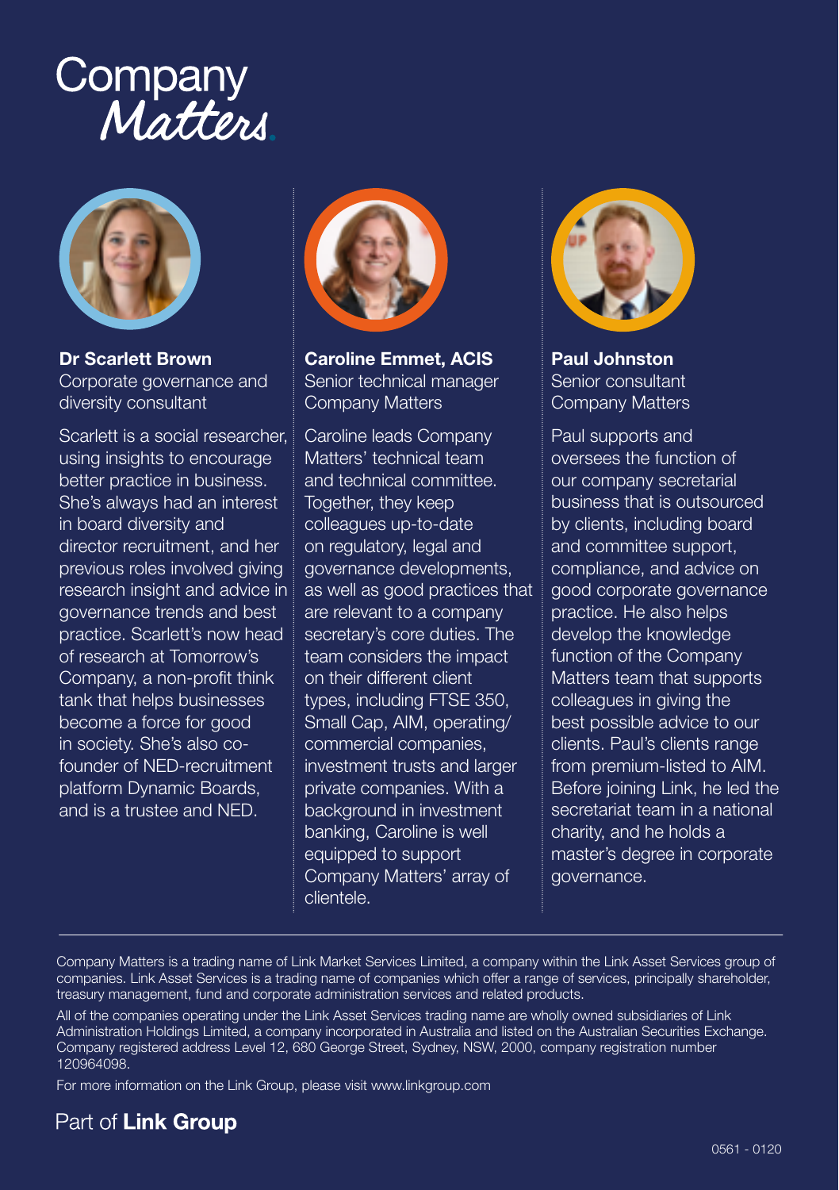# Company Matters

**Dr Scarlett Brown**
Corporate governance and diversity consultant

Scarlett is a social researcher, using insights to encourage better practice in business. She's always had an interest in board diversity and director recruitment, and her previous roles involved giving research insight and advice in governance trends and best practice. Scarlett's now head of research at Tomorrow's Company, a non-profit think tank that helps businesses become a force for good in society. She's also co-founder of NED-recruitment platform Dynamic Boards, and is a trustee and NED.

**Caroline Emmet, ACIS**
Senior technical manager
Company Matters

Caroline leads Company Matters' technical team and technical committee. Together, they keep colleagues up-to-date on regulatory, legal and governance developments, as well as good practices that are relevant to a company secretary's core duties. The team considers the impact on their different client types, including FTSE 350, Small Cap, AIM, operating/commercial companies, investment trusts and larger private companies. With a background in investment banking, Caroline is well equipped to support Company Matters' array of clientele.

**Paul Johnston**
Senior consultant
Company Matters

Paul supports and oversees the function of our company secretarial business that is outsourced by clients, including board and committee support, compliance, and advice on good corporate governance practice. He also helps develop the knowledge function of the Company Matters team that supports colleagues in giving the best possible advice to our clients. Paul's clients range from premium-listed to AIM. Before joining Link, he led the secretariat team in a national charity, and he holds a master's degree in corporate governance.

---

Company Matters is a trading name of Link Market Services Limited, a company within the Link Asset Services group of companies. Link Asset Services is a trading name of companies which offer a range of services, principally shareholder, treasury management, fund and corporate administration services and related products.

All of the companies operating under the Link Asset Services trading name are wholly owned subsidiaries of Link Administration Holdings Limited, a company incorporated in Australia and listed on the Australian Securities Exchange. Company registered address Level 12, 680 George Street, Sydney, NSW, 2000, company registration number 120964098.

For more information on the Link Group, please visit www.linkgroup.com

Part of **Link Group**

0561 - 0120